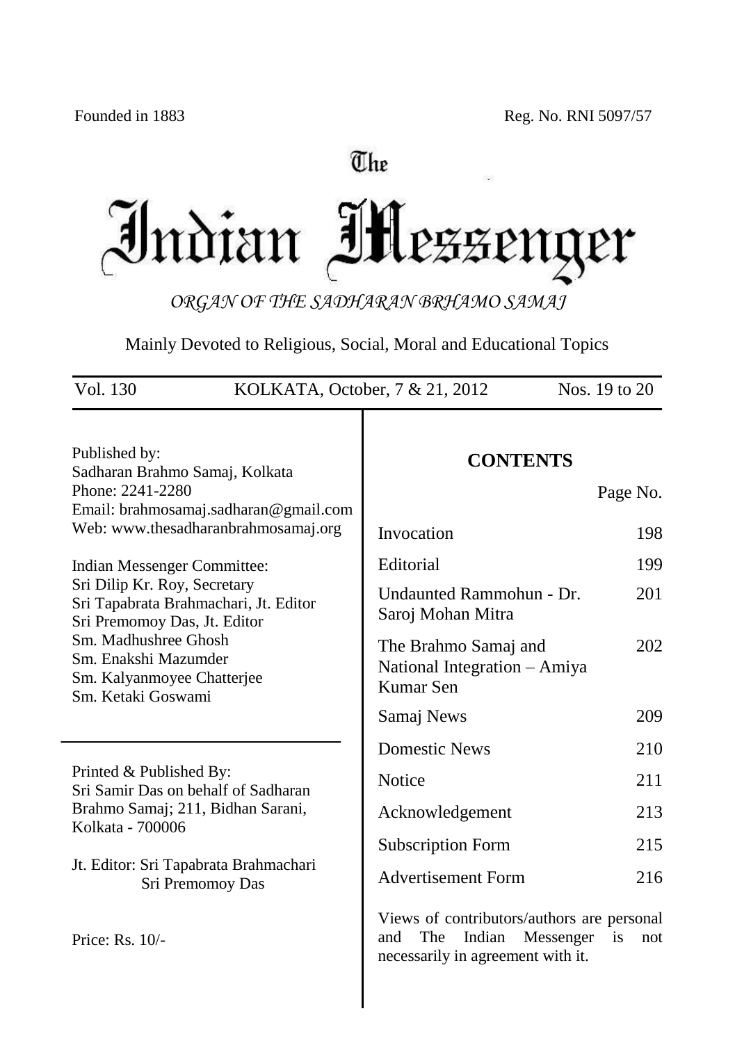Founded in 1883 Reg. No. RNI 5097/57

# The Indian Messenger

*ORGAN OF THE SADHARAN BRHAMO SAMAJ*

Mainly Devoted to Religious, Social, Moral and Educational Topics

Vol. 130 KOLKATA, October, 7 & 21, 2012 Nos. 19 to 20

Published by:
Sadharan Brahmo Samaj, Kolkata
Phone: 2241-2280
Email: brahmosamaj.sadharan@gmail.com
Web: www.thesadharanbrahmosamaj.org

Indian Messenger Committee:
Sri Dilip Kr. Roy, Secretary
Sri Tapabrata Brahmachari, Jt. Editor
Sri Premomoy Das, Jt. Editor
Sm. Madhushree Ghosh
Sm. Enakshi Mazumder
Sm. Kalyanmoyee Chatterjee
Sm. Ketaki Goswami

Printed & Published By:
Sri Samir Das on behalf of Sadharan Brahmo Samaj; 211, Bidhan Sarani, Kolkata - 700006

Jt. Editor: Sri Tapabrata Brahmachari
Sri Premomoy Das

Price: Rs. 10/-

## CONTENTS

| | Page No. |
|---|---|
| Invocation | 198 |
| Editorial | 199 |
| Undaunted Rammohun - Dr. Saroj Mohan Mitra | 201 |
| The Brahmo Samaj and National Integration – Amiya Kumar Sen | 202 |
| Samaj News | 209 |
| Domestic News | 210 |
| Notice | 211 |
| Acknowledgement | 213 |
| Subscription Form | 215 |
| Advertisement Form | 216 |

Views of contributors/authors are personal and The Indian Messenger is not necessarily in agreement with it.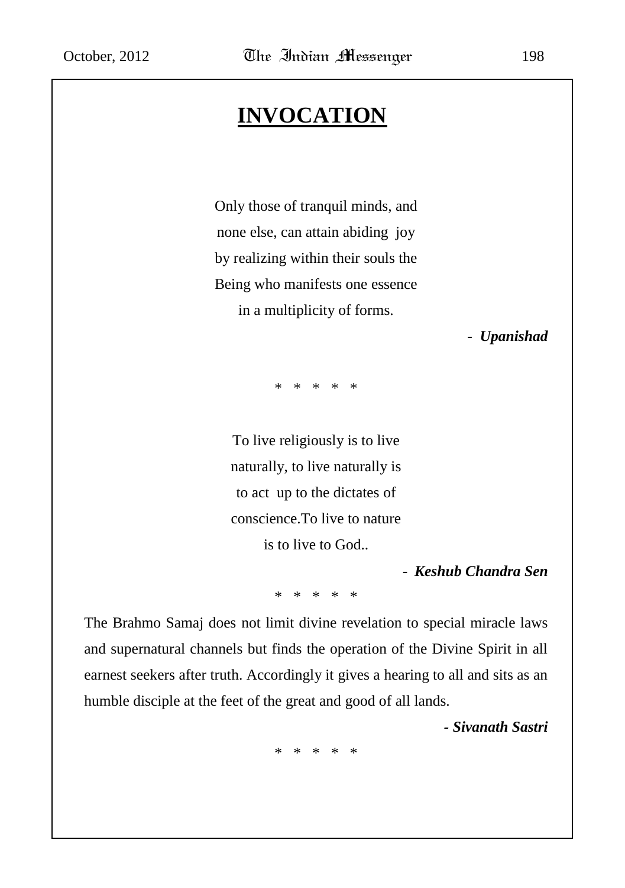# INVOCATION

Only those of tranquil minds, and
none else, can attain abiding joy
by realizing within their souls the
Being who manifests one essence
in a multiplicity of forms.

***- Upanishad***

\* \* \* \* \*

To live religiously is to live
naturally, to live naturally is
to act up to the dictates of
conscience.To live to nature
is to live to God..

***- Keshub Chandra Sen***

\* \* \* \* \*

The Brahmo Samaj does not limit divine revelation to special miracle laws and supernatural channels but finds the operation of the Divine Spirit in all earnest seekers after truth. Accordingly it gives a hearing to all and sits as an humble disciple at the feet of the great and good of all lands.

***- Sivanath Sastri***

\* \* \* \* \*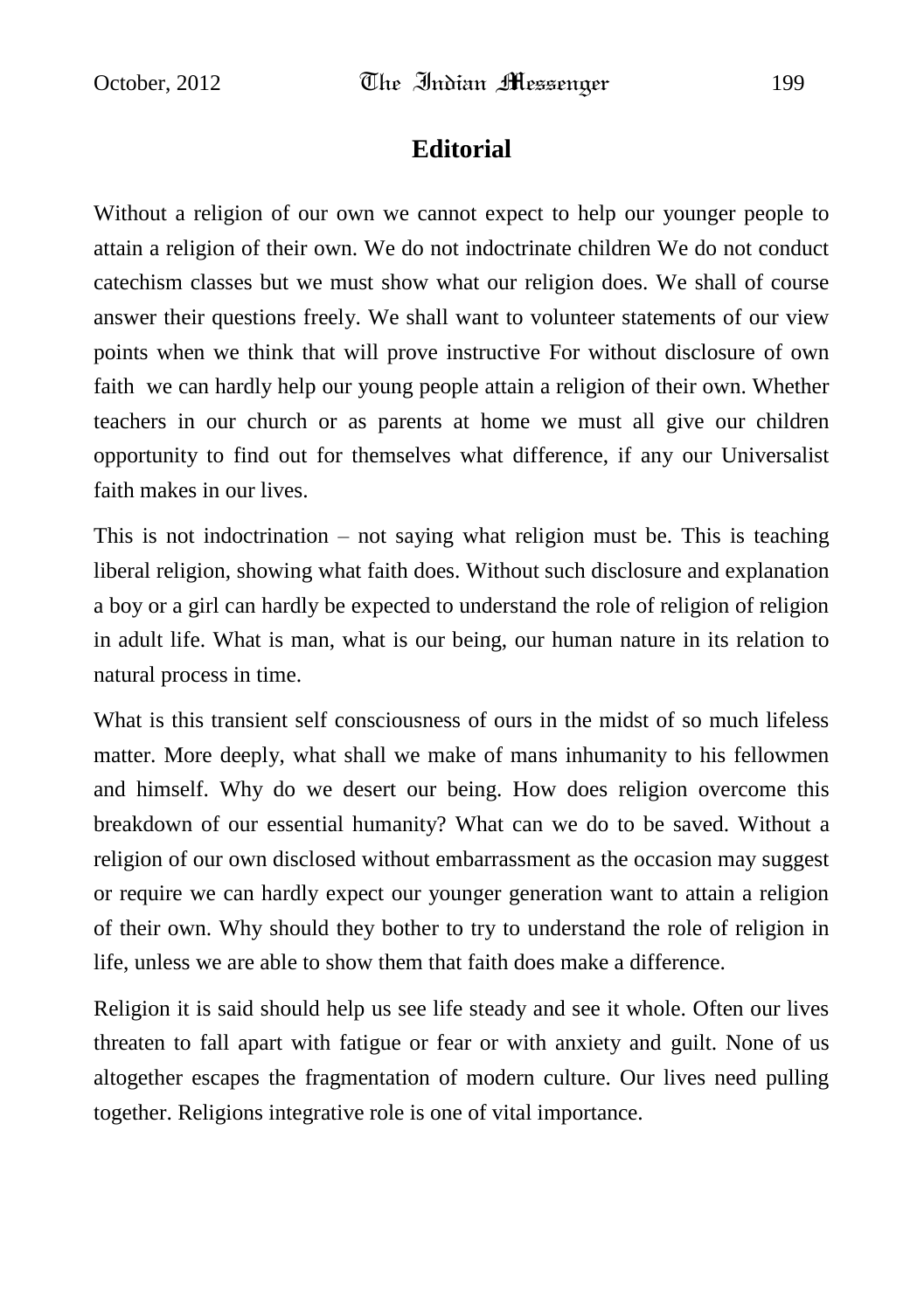## Editorial

Without a religion of our own we cannot expect to help our younger people to attain a religion of their own. We do not indoctrinate children We do not conduct catechism classes but we must show what our religion does. We shall of course answer their questions freely. We shall want to volunteer statements of our view points when we think that will prove instructive For without disclosure of own faith we can hardly help our young people attain a religion of their own. Whether teachers in our church or as parents at home we must all give our children opportunity to find out for themselves what difference, if any our Universalist faith makes in our lives.

This is not indoctrination – not saying what religion must be. This is teaching liberal religion, showing what faith does. Without such disclosure and explanation a boy or a girl can hardly be expected to understand the role of religion of religion in adult life. What is man, what is our being, our human nature in its relation to natural process in time.

What is this transient self consciousness of ours in the midst of so much lifeless matter. More deeply, what shall we make of mans inhumanity to his fellowmen and himself. Why do we desert our being. How does religion overcome this breakdown of our essential humanity? What can we do to be saved. Without a religion of our own disclosed without embarrassment as the occasion may suggest or require we can hardly expect our younger generation want to attain a religion of their own. Why should they bother to try to understand the role of religion in life, unless we are able to show them that faith does make a difference.

Religion it is said should help us see life steady and see it whole. Often our lives threaten to fall apart with fatigue or fear or with anxiety and guilt. None of us altogether escapes the fragmentation of modern culture. Our lives need pulling together. Religions integrative role is one of vital importance.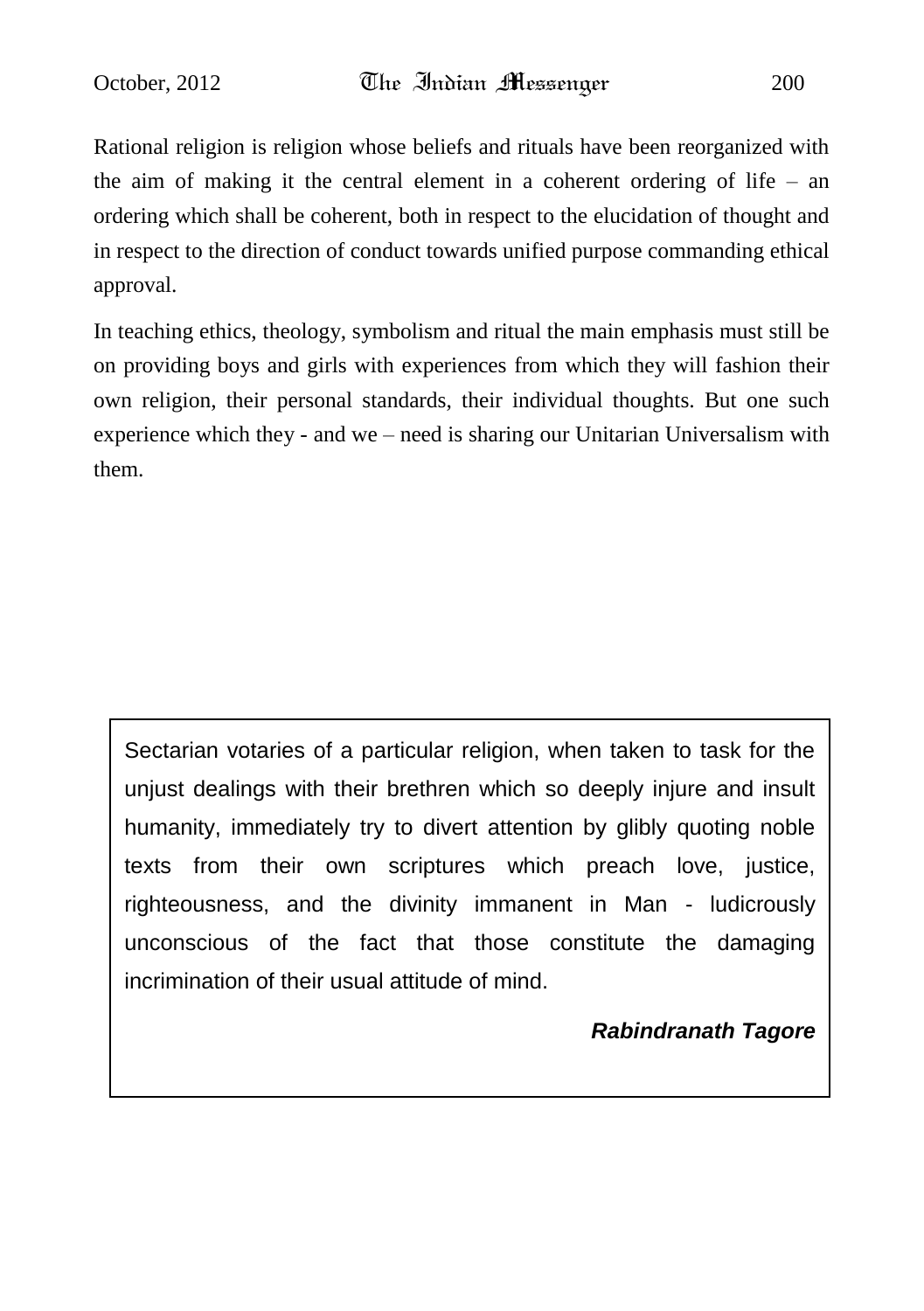Rational religion is religion whose beliefs and rituals have been reorganized with the aim of making it the central element in a coherent ordering of life – an ordering which shall be coherent, both in respect to the elucidation of thought and in respect to the direction of conduct towards unified purpose commanding ethical approval.

In teaching ethics, theology, symbolism and ritual the main emphasis must still be on providing boys and girls with experiences from which they will fashion their own religion, their personal standards, their individual thoughts. But one such experience which they - and we – need is sharing our Unitarian Universalism with them.

> Sectarian votaries of a particular religion, when taken to task for the unjust dealings with their brethren which so deeply injure and insult humanity, immediately try to divert attention by glibly quoting noble texts from their own scriptures which preach love, justice, righteousness, and the divinity immanent in Man - ludicrously unconscious of the fact that those constitute the damaging incrimination of their usual attitude of mind.
>
> ***Rabindranath Tagore***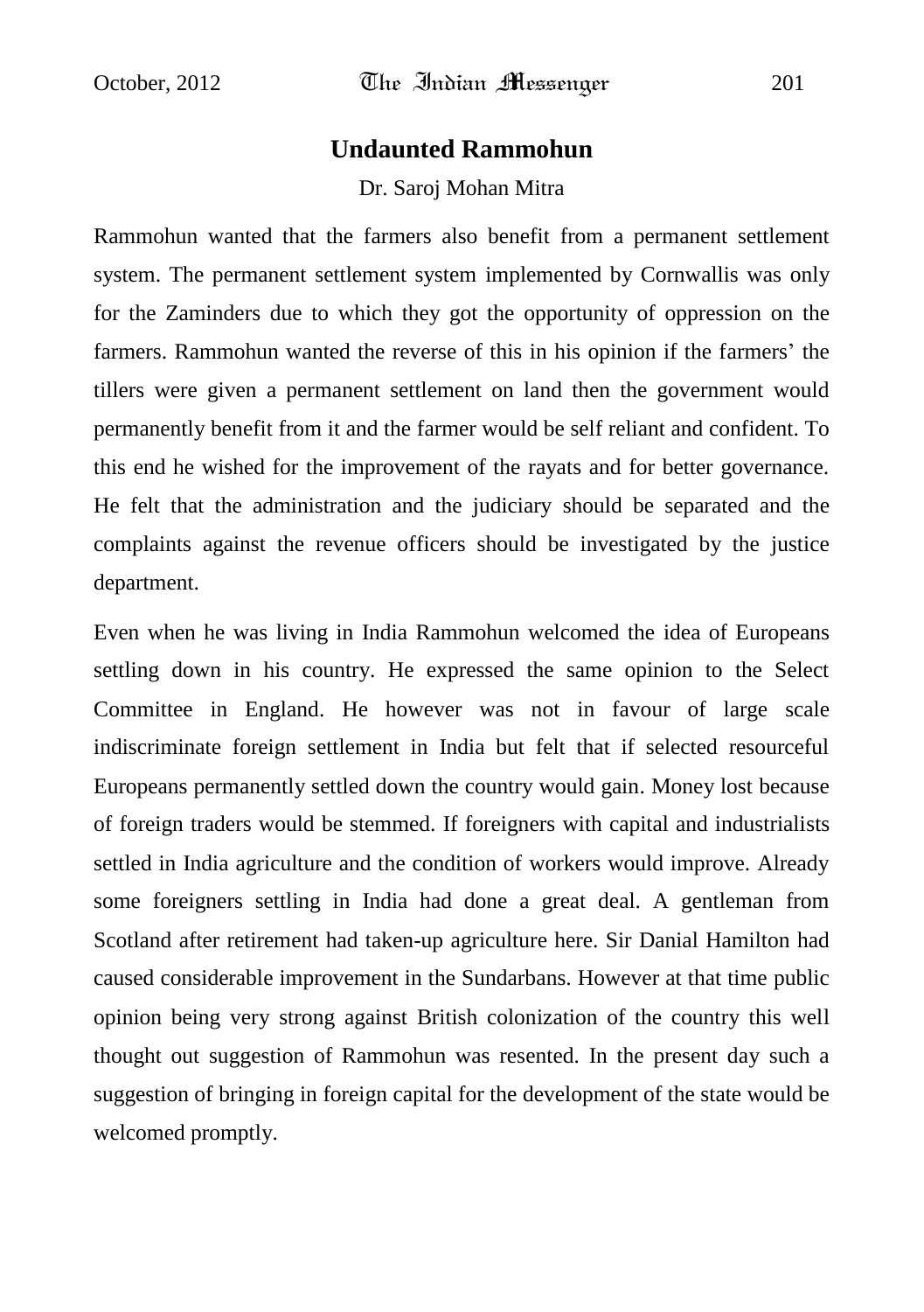# Undaunted Rammohun

Dr. Saroj Mohan Mitra

Rammohun wanted that the farmers also benefit from a permanent settlement system. The permanent settlement system implemented by Cornwallis was only for the Zaminders due to which they got the opportunity of oppression on the farmers. Rammohun wanted the reverse of this in his opinion if the farmers' the tillers were given a permanent settlement on land then the government would permanently benefit from it and the farmer would be self reliant and confident. To this end he wished for the improvement of the rayats and for better governance. He felt that the administration and the judiciary should be separated and the complaints against the revenue officers should be investigated by the justice department.

Even when he was living in India Rammohun welcomed the idea of Europeans settling down in his country. He expressed the same opinion to the Select Committee in England. He however was not in favour of large scale indiscriminate foreign settlement in India but felt that if selected resourceful Europeans permanently settled down the country would gain. Money lost because of foreign traders would be stemmed. If foreigners with capital and industrialists settled in India agriculture and the condition of workers would improve. Already some foreigners settling in India had done a great deal. A gentleman from Scotland after retirement had taken-up agriculture here. Sir Danial Hamilton had caused considerable improvement in the Sundarbans. However at that time public opinion being very strong against British colonization of the country this well thought out suggestion of Rammohun was resented. In the present day such a suggestion of bringing in foreign capital for the development of the state would be welcomed promptly.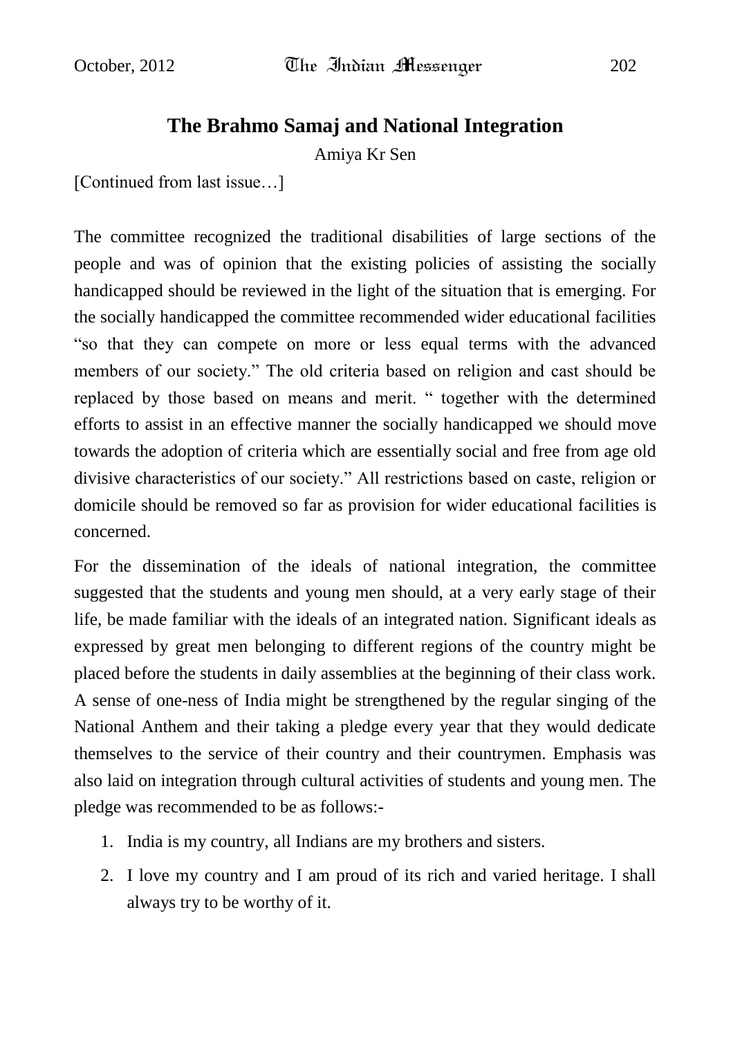## The Brahmo Samaj and National Integration

Amiya Kr Sen

[Continued from last issue…]

The committee recognized the traditional disabilities of large sections of the people and was of opinion that the existing policies of assisting the socially handicapped should be reviewed in the light of the situation that is emerging. For the socially handicapped the committee recommended wider educational facilities "so that they can compete on more or less equal terms with the advanced members of our society." The old criteria based on religion and cast should be replaced by those based on means and merit. " together with the determined efforts to assist in an effective manner the socially handicapped we should move towards the adoption of criteria which are essentially social and free from age old divisive characteristics of our society." All restrictions based on caste, religion or domicile should be removed so far as provision for wider educational facilities is concerned.

For the dissemination of the ideals of national integration, the committee suggested that the students and young men should, at a very early stage of their life, be made familiar with the ideals of an integrated nation. Significant ideals as expressed by great men belonging to different regions of the country might be placed before the students in daily assemblies at the beginning of their class work. A sense of one-ness of India might be strengthened by the regular singing of the National Anthem and their taking a pledge every year that they would dedicate themselves to the service of their country and their countrymen. Emphasis was also laid on integration through cultural activities of students and young men. The pledge was recommended to be as follows:-

1. India is my country, all Indians are my brothers and sisters.
2. I love my country and I am proud of its rich and varied heritage. I shall always try to be worthy of it.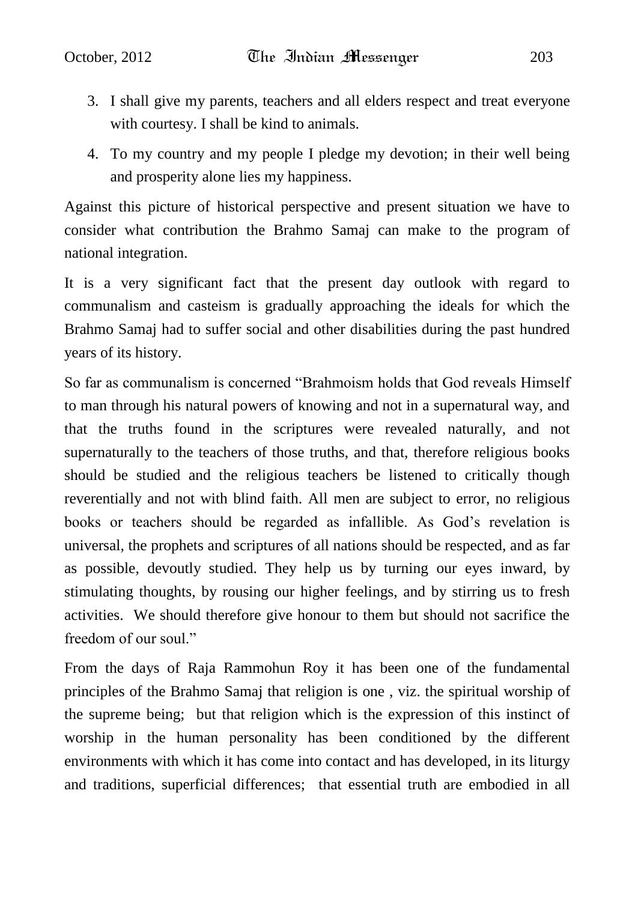3. I shall give my parents, teachers and all elders respect and treat everyone with courtesy. I shall be kind to animals.
4. To my country and my people I pledge my devotion; in their well being and prosperity alone lies my happiness.

Against this picture of historical perspective and present situation we have to consider what contribution the Brahmo Samaj can make to the program of national integration.

It is a very significant fact that the present day outlook with regard to communalism and casteism is gradually approaching the ideals for which the Brahmo Samaj had to suffer social and other disabilities during the past hundred years of its history.

So far as communalism is concerned "Brahmoism holds that God reveals Himself to man through his natural powers of knowing and not in a supernatural way, and that the truths found in the scriptures were revealed naturally, and not supernaturally to the teachers of those truths, and that, therefore religious books should be studied and the religious teachers be listened to critically though reverentially and not with blind faith. All men are subject to error, no religious books or teachers should be regarded as infallible. As God's revelation is universal, the prophets and scriptures of all nations should be respected, and as far as possible, devoutly studied. They help us by turning our eyes inward, by stimulating thoughts, by rousing our higher feelings, and by stirring us to fresh activities. We should therefore give honour to them but should not sacrifice the freedom of our soul."

From the days of Raja Rammohun Roy it has been one of the fundamental principles of the Brahmo Samaj that religion is one , viz. the spiritual worship of the supreme being; but that religion which is the expression of this instinct of worship in the human personality has been conditioned by the different environments with which it has come into contact and has developed, in its liturgy and traditions, superficial differences; that essential truth are embodied in all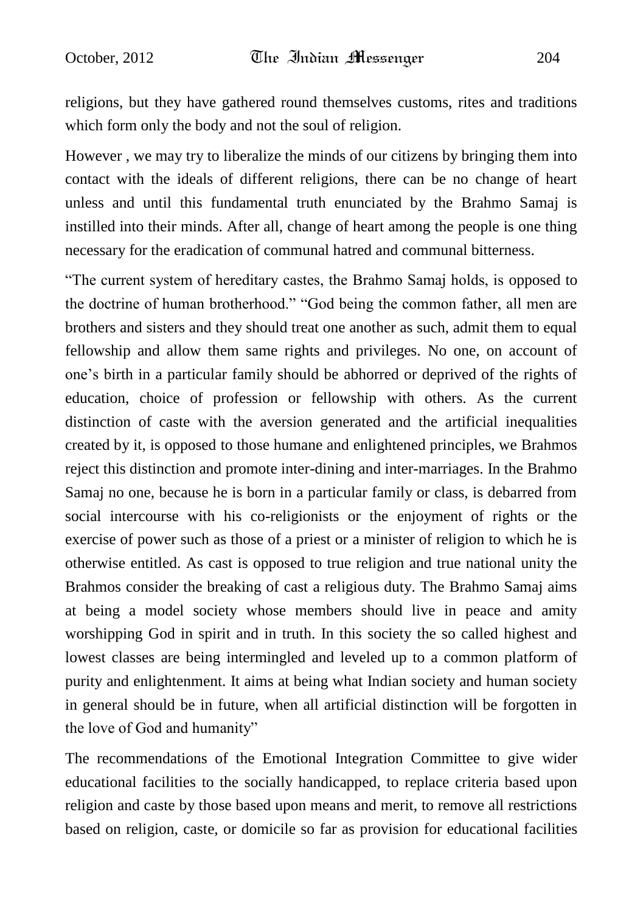religions, but they have gathered round themselves customs, rites and traditions which form only the body and not the soul of religion.

However , we may try to liberalize the minds of our citizens by bringing them into contact with the ideals of different religions, there can be no change of heart unless and until this fundamental truth enunciated by the Brahmo Samaj is instilled into their minds. After all, change of heart among the people is one thing necessary for the eradication of communal hatred and communal bitterness.

"The current system of hereditary castes, the Brahmo Samaj holds, is opposed to the doctrine of human brotherhood." "God being the common father, all men are brothers and sisters and they should treat one another as such, admit them to equal fellowship and allow them same rights and privileges. No one, on account of one's birth in a particular family should be abhorred or deprived of the rights of education, choice of profession or fellowship with others. As the current distinction of caste with the aversion generated and the artificial inequalities created by it, is opposed to those humane and enlightened principles, we Brahmos reject this distinction and promote inter-dining and inter-marriages. In the Brahmo Samaj no one, because he is born in a particular family or class, is debarred from social intercourse with his co-religionists or the enjoyment of rights or the exercise of power such as those of a priest or a minister of religion to which he is otherwise entitled. As cast is opposed to true religion and true national unity the Brahmos consider the breaking of cast a religious duty. The Brahmo Samaj aims at being a model society whose members should live in peace and amity worshipping God in spirit and in truth. In this society the so called highest and lowest classes are being intermingled and leveled up to a common platform of purity and enlightenment. It aims at being what Indian society and human society in general should be in future, when all artificial distinction will be forgotten in the love of God and humanity"

The recommendations of the Emotional Integration Committee to give wider educational facilities to the socially handicapped, to replace criteria based upon religion and caste by those based upon means and merit, to remove all restrictions based on religion, caste, or domicile so far as provision for educational facilities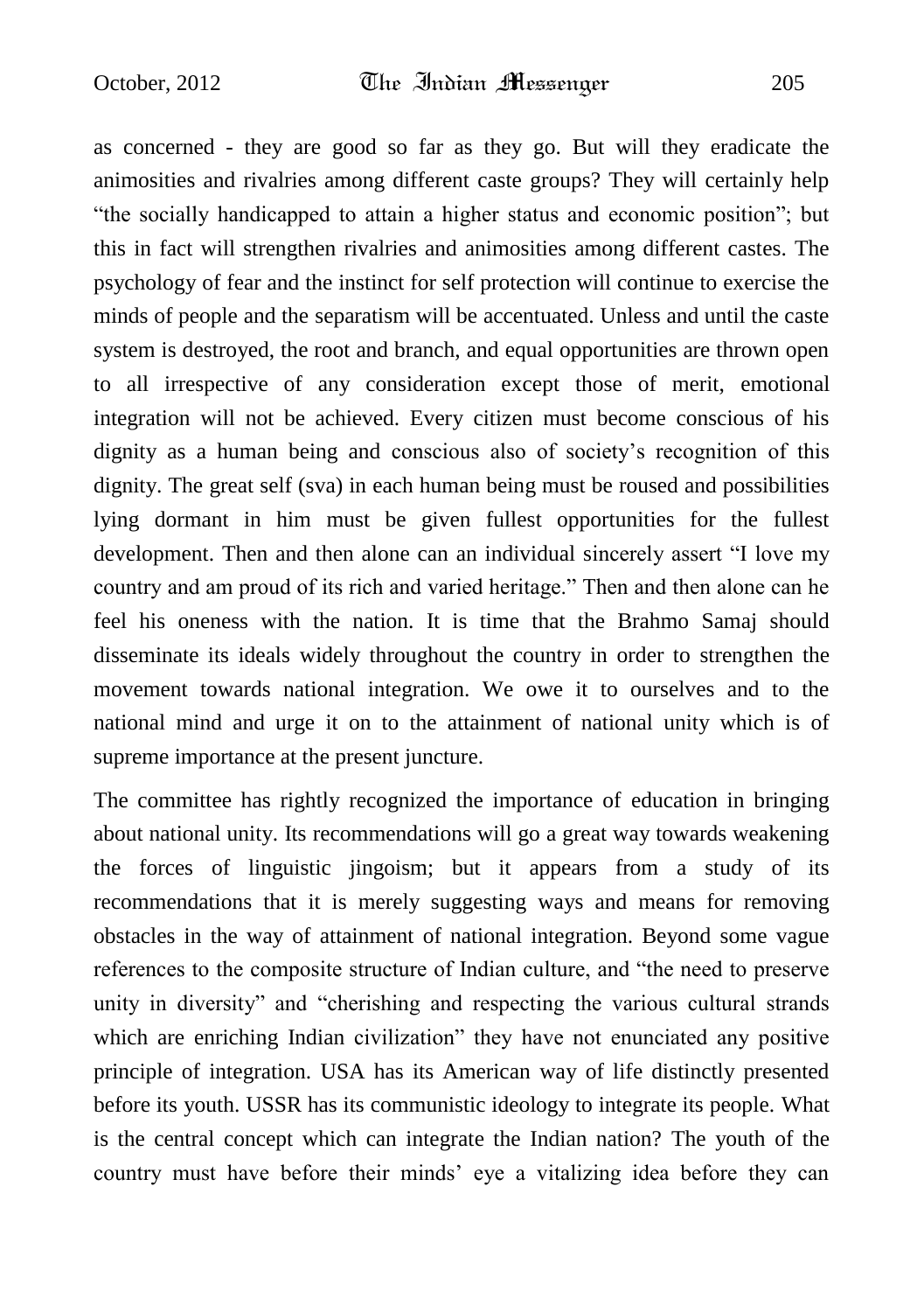as concerned - they are good so far as they go. But will they eradicate the animosities and rivalries among different caste groups? They will certainly help "the socially handicapped to attain a higher status and economic position"; but this in fact will strengthen rivalries and animosities among different castes. The psychology of fear and the instinct for self protection will continue to exercise the minds of people and the separatism will be accentuated. Unless and until the caste system is destroyed, the root and branch, and equal opportunities are thrown open to all irrespective of any consideration except those of merit, emotional integration will not be achieved. Every citizen must become conscious of his dignity as a human being and conscious also of society's recognition of this dignity. The great self (sva) in each human being must be roused and possibilities lying dormant in him must be given fullest opportunities for the fullest development. Then and then alone can an individual sincerely assert "I love my country and am proud of its rich and varied heritage." Then and then alone can he feel his oneness with the nation. It is time that the Brahmo Samaj should disseminate its ideals widely throughout the country in order to strengthen the movement towards national integration. We owe it to ourselves and to the national mind and urge it on to the attainment of national unity which is of supreme importance at the present juncture.

The committee has rightly recognized the importance of education in bringing about national unity. Its recommendations will go a great way towards weakening the forces of linguistic jingoism; but it appears from a study of its recommendations that it is merely suggesting ways and means for removing obstacles in the way of attainment of national integration. Beyond some vague references to the composite structure of Indian culture, and "the need to preserve unity in diversity" and "cherishing and respecting the various cultural strands which are enriching Indian civilization" they have not enunciated any positive principle of integration. USA has its American way of life distinctly presented before its youth. USSR has its communistic ideology to integrate its people. What is the central concept which can integrate the Indian nation? The youth of the country must have before their minds' eye a vitalizing idea before they can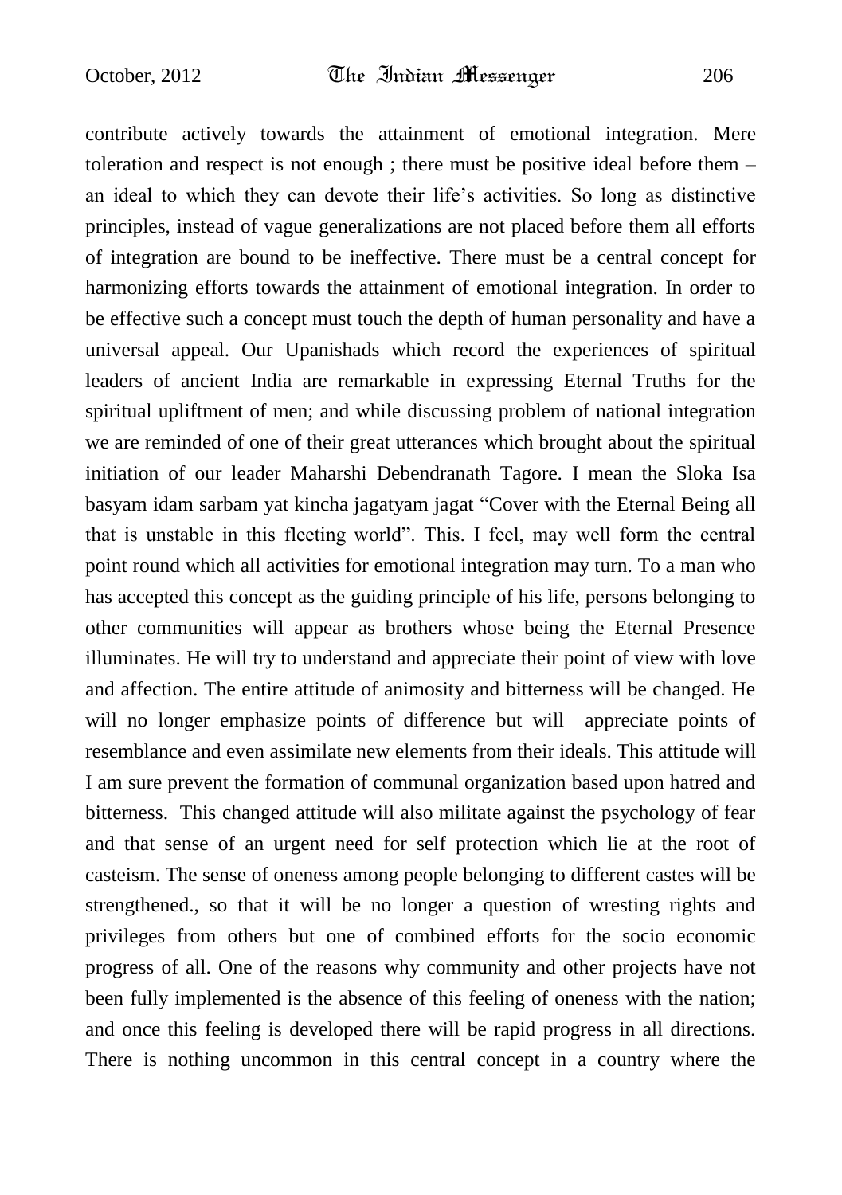contribute actively towards the attainment of emotional integration. Mere toleration and respect is not enough ; there must be positive ideal before them – an ideal to which they can devote their life's activities. So long as distinctive principles, instead of vague generalizations are not placed before them all efforts of integration are bound to be ineffective. There must be a central concept for harmonizing efforts towards the attainment of emotional integration. In order to be effective such a concept must touch the depth of human personality and have a universal appeal. Our Upanishads which record the experiences of spiritual leaders of ancient India are remarkable in expressing Eternal Truths for the spiritual upliftment of men; and while discussing problem of national integration we are reminded of one of their great utterances which brought about the spiritual initiation of our leader Maharshi Debendranath Tagore. I mean the Sloka Isa basyam idam sarbam yat kincha jagatyam jagat "Cover with the Eternal Being all that is unstable in this fleeting world". This. I feel, may well form the central point round which all activities for emotional integration may turn. To a man who has accepted this concept as the guiding principle of his life, persons belonging to other communities will appear as brothers whose being the Eternal Presence illuminates. He will try to understand and appreciate their point of view with love and affection. The entire attitude of animosity and bitterness will be changed. He will no longer emphasize points of difference but will appreciate points of resemblance and even assimilate new elements from their ideals. This attitude will I am sure prevent the formation of communal organization based upon hatred and bitterness. This changed attitude will also militate against the psychology of fear and that sense of an urgent need for self protection which lie at the root of casteism. The sense of oneness among people belonging to different castes will be strengthened., so that it will be no longer a question of wresting rights and privileges from others but one of combined efforts for the socio economic progress of all. One of the reasons why community and other projects have not been fully implemented is the absence of this feeling of oneness with the nation; and once this feeling is developed there will be rapid progress in all directions. There is nothing uncommon in this central concept in a country where the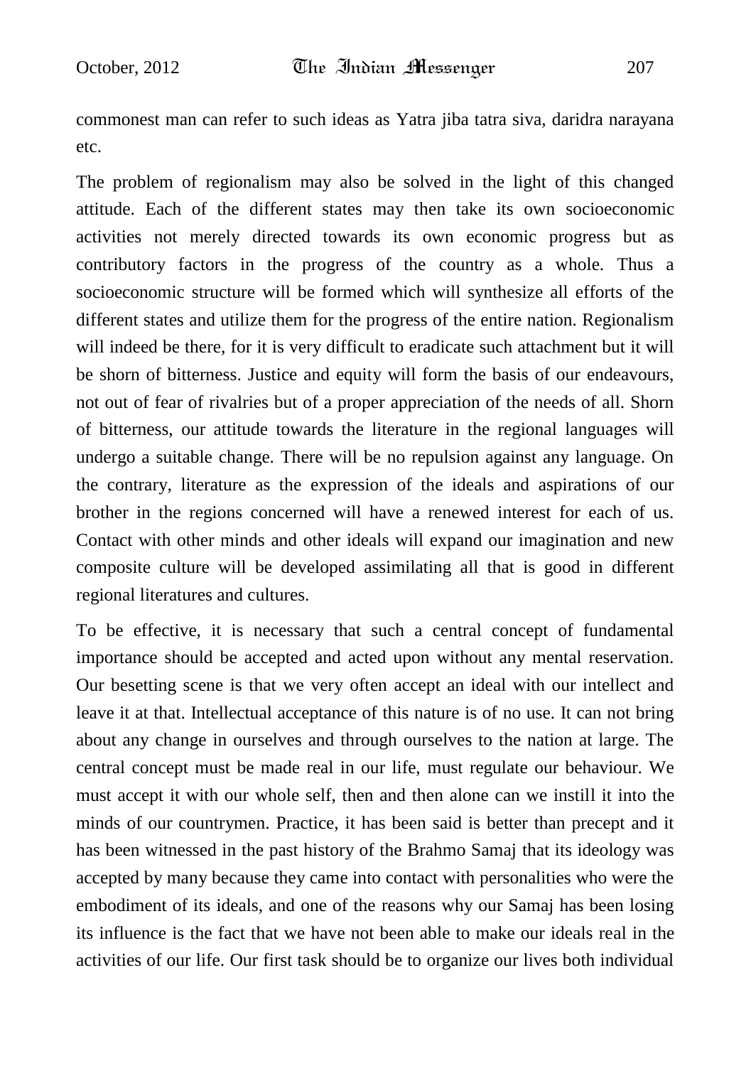commonest man can refer to such ideas as Yatra jiba tatra siva, daridra narayana etc.

The problem of regionalism may also be solved in the light of this changed attitude. Each of the different states may then take its own socioeconomic activities not merely directed towards its own economic progress but as contributory factors in the progress of the country as a whole. Thus a socioeconomic structure will be formed which will synthesize all efforts of the different states and utilize them for the progress of the entire nation. Regionalism will indeed be there, for it is very difficult to eradicate such attachment but it will be shorn of bitterness. Justice and equity will form the basis of our endeavours, not out of fear of rivalries but of a proper appreciation of the needs of all. Shorn of bitterness, our attitude towards the literature in the regional languages will undergo a suitable change. There will be no repulsion against any language. On the contrary, literature as the expression of the ideals and aspirations of our brother in the regions concerned will have a renewed interest for each of us. Contact with other minds and other ideals will expand our imagination and new composite culture will be developed assimilating all that is good in different regional literatures and cultures.

To be effective, it is necessary that such a central concept of fundamental importance should be accepted and acted upon without any mental reservation. Our besetting scene is that we very often accept an ideal with our intellect and leave it at that. Intellectual acceptance of this nature is of no use. It can not bring about any change in ourselves and through ourselves to the nation at large. The central concept must be made real in our life, must regulate our behaviour. We must accept it with our whole self, then and then alone can we instill it into the minds of our countrymen. Practice, it has been said is better than precept and it has been witnessed in the past history of the Brahmo Samaj that its ideology was accepted by many because they came into contact with personalities who were the embodiment of its ideals, and one of the reasons why our Samaj has been losing its influence is the fact that we have not been able to make our ideals real in the activities of our life. Our first task should be to organize our lives both individual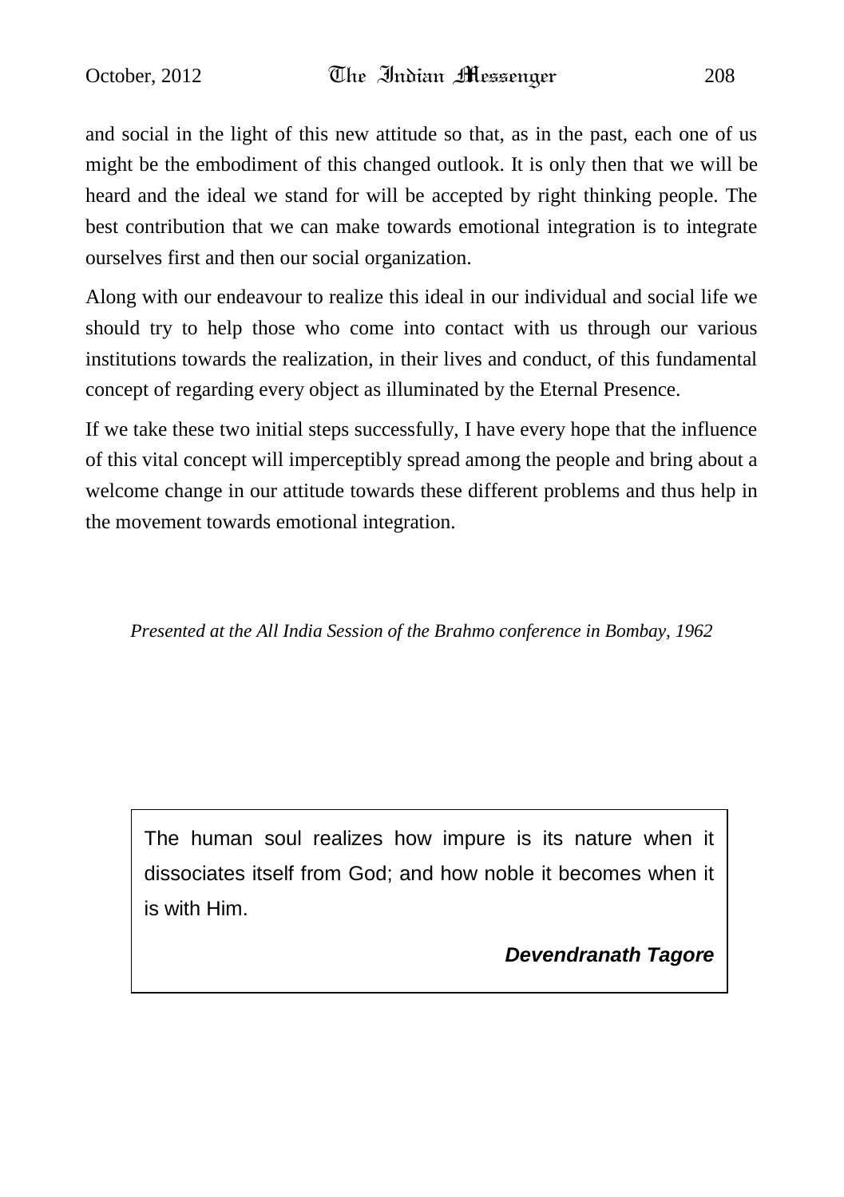and social in the light of this new attitude so that, as in the past, each one of us might be the embodiment of this changed outlook. It is only then that we will be heard and the ideal we stand for will be accepted by right thinking people. The best contribution that we can make towards emotional integration is to integrate ourselves first and then our social organization.

Along with our endeavour to realize this ideal in our individual and social life we should try to help those who come into contact with us through our various institutions towards the realization, in their lives and conduct, of this fundamental concept of regarding every object as illuminated by the Eternal Presence.

If we take these two initial steps successfully, I have every hope that the influence of this vital concept will imperceptibly spread among the people and bring about a welcome change in our attitude towards these different problems and thus help in the movement towards emotional integration.

*Presented at the All India Session of the Brahmo conference in Bombay, 1962*

> The human soul realizes how impure is its nature when it dissociates itself from God; and how noble it becomes when it is with Him.
>
> ***Devendranath Tagore***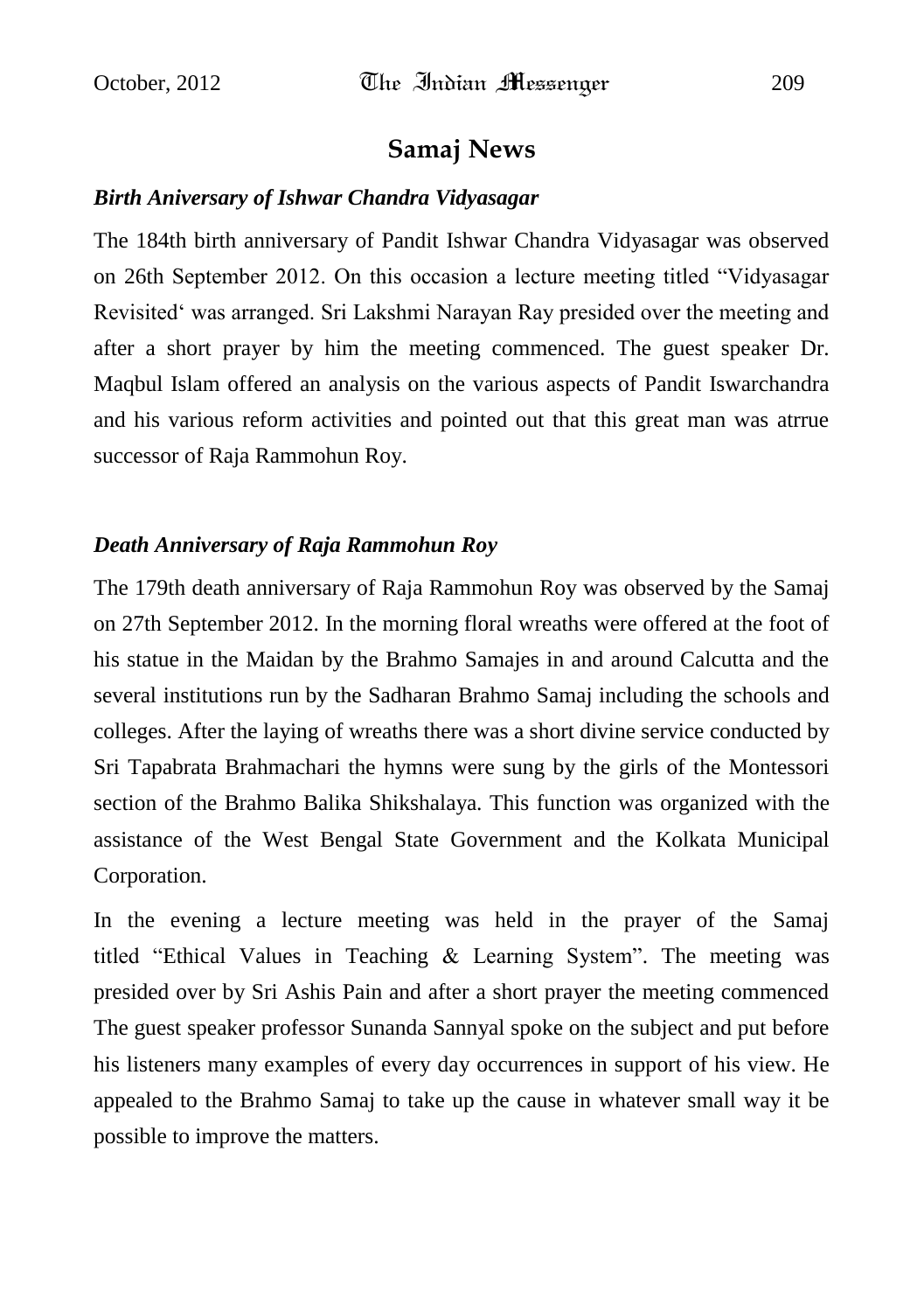## Samaj News

### *Birth Aniversary of Ishwar Chandra Vidyasagar*

The 184th birth anniversary of Pandit Ishwar Chandra Vidyasagar was observed on 26th September 2012. On this occasion a lecture meeting titled "Vidyasagar Revisited' was arranged. Sri Lakshmi Narayan Ray presided over the meeting and after a short prayer by him the meeting commenced. The guest speaker Dr. Maqbul Islam offered an analysis on the various aspects of Pandit Iswarchandra and his various reform activities and pointed out that this great man was atrrue successor of Raja Rammohun Roy.

### *Death Anniversary of Raja Rammohun Roy*

The 179th death anniversary of Raja Rammohun Roy was observed by the Samaj on 27th September 2012. In the morning floral wreaths were offered at the foot of his statue in the Maidan by the Brahmo Samajes in and around Calcutta and the several institutions run by the Sadharan Brahmo Samaj including the schools and colleges. After the laying of wreaths there was a short divine service conducted by Sri Tapabrata Brahmachari the hymns were sung by the girls of the Montessori section of the Brahmo Balika Shikshalaya. This function was organized with the assistance of the West Bengal State Government and the Kolkata Municipal Corporation.

In the evening a lecture meeting was held in the prayer of the Samaj titled "Ethical Values in Teaching & Learning System". The meeting was presided over by Sri Ashis Pain and after a short prayer the meeting commenced The guest speaker professor Sunanda Sannyal spoke on the subject and put before his listeners many examples of every day occurrences in support of his view. He appealed to the Brahmo Samaj to take up the cause in whatever small way it be possible to improve the matters.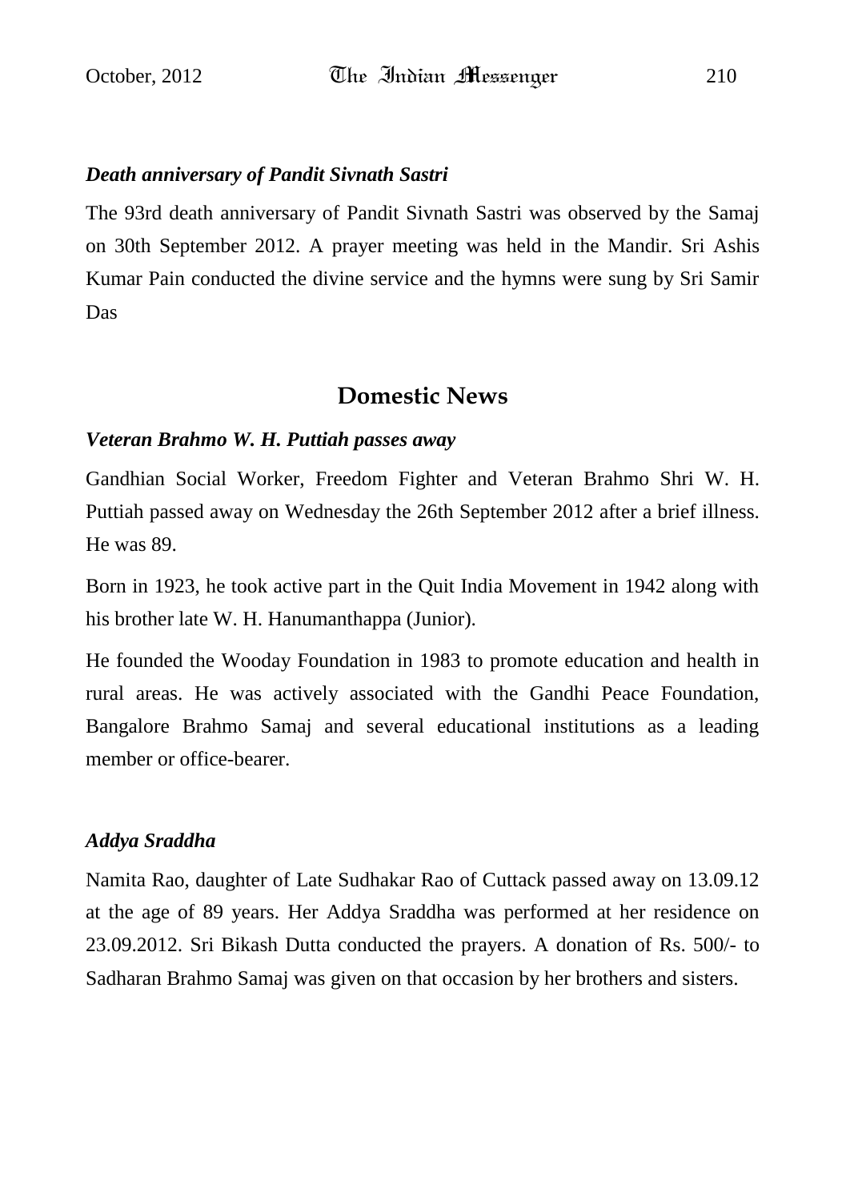***Death anniversary of Pandit Sivnath Sastri***

The 93rd death anniversary of Pandit Sivnath Sastri was observed by the Samaj on 30th September 2012. A prayer meeting was held in the Mandir. Sri Ashis Kumar Pain conducted the divine service and the hymns were sung by Sri Samir Das

## Domestic News

***Veteran Brahmo W. H. Puttiah passes away***

Gandhian Social Worker, Freedom Fighter and Veteran Brahmo Shri W. H. Puttiah passed away on Wednesday the 26th September 2012 after a brief illness. He was 89.

Born in 1923, he took active part in the Quit India Movement in 1942 along with his brother late W. H. Hanumanthappa (Junior).

He founded the Wooday Foundation in 1983 to promote education and health in rural areas. He was actively associated with the Gandhi Peace Foundation, Bangalore Brahmo Samaj and several educational institutions as a leading member or office-bearer.

***Addya Sraddha***

Namita Rao, daughter of Late Sudhakar Rao of Cuttack passed away on 13.09.12 at the age of 89 years. Her Addya Sraddha was performed at her residence on 23.09.2012. Sri Bikash Dutta conducted the prayers. A donation of Rs. 500/- to Sadharan Brahmo Samaj was given on that occasion by her brothers and sisters.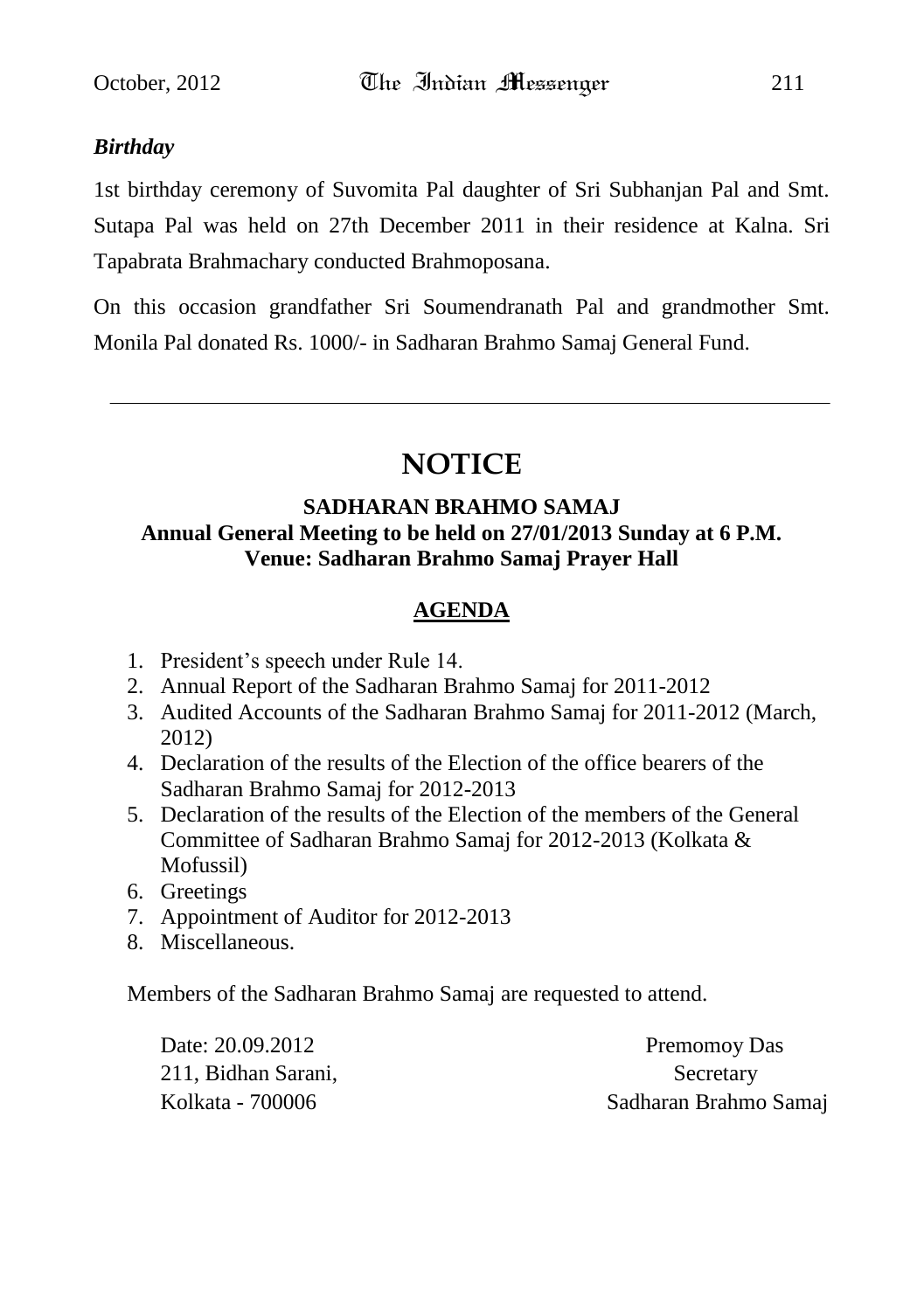*Birthday*

1st birthday ceremony of Suvomita Pal daughter of Sri Subhanjan Pal and Smt. Sutapa Pal was held on 27th December 2011 in their residence at Kalna. Sri Tapabrata Brahmachary conducted Brahmoposana.

On this occasion grandfather Sri Soumendranath Pal and grandmother Smt. Monila Pal donated Rs. 1000/- in Sadharan Brahmo Samaj General Fund.

---

# NOTICE

**SADHARAN BRAHMO SAMAJ**
**Annual General Meeting to be held on 27/01/2013 Sunday at 6 P.M.**
**Venue: Sadharan Brahmo Samaj Prayer Hall**

**AGENDA**

1. President's speech under Rule 14.
2. Annual Report of the Sadharan Brahmo Samaj for 2011-2012
3. Audited Accounts of the Sadharan Brahmo Samaj for 2011-2012 (March, 2012)
4. Declaration of the results of the Election of the office bearers of the Sadharan Brahmo Samaj for 2012-2013
5. Declaration of the results of the Election of the members of the General Committee of Sadharan Brahmo Samaj for 2012-2013 (Kolkata & Mofussil)
6. Greetings
7. Appointment of Auditor for 2012-2013
8. Miscellaneous.

Members of the Sadharan Brahmo Samaj are requested to attend.

Date: 20.09.2012
211, Bidhan Sarani,
Kolkata - 700006

Premomoy Das
Secretary
Sadharan Brahmo Samaj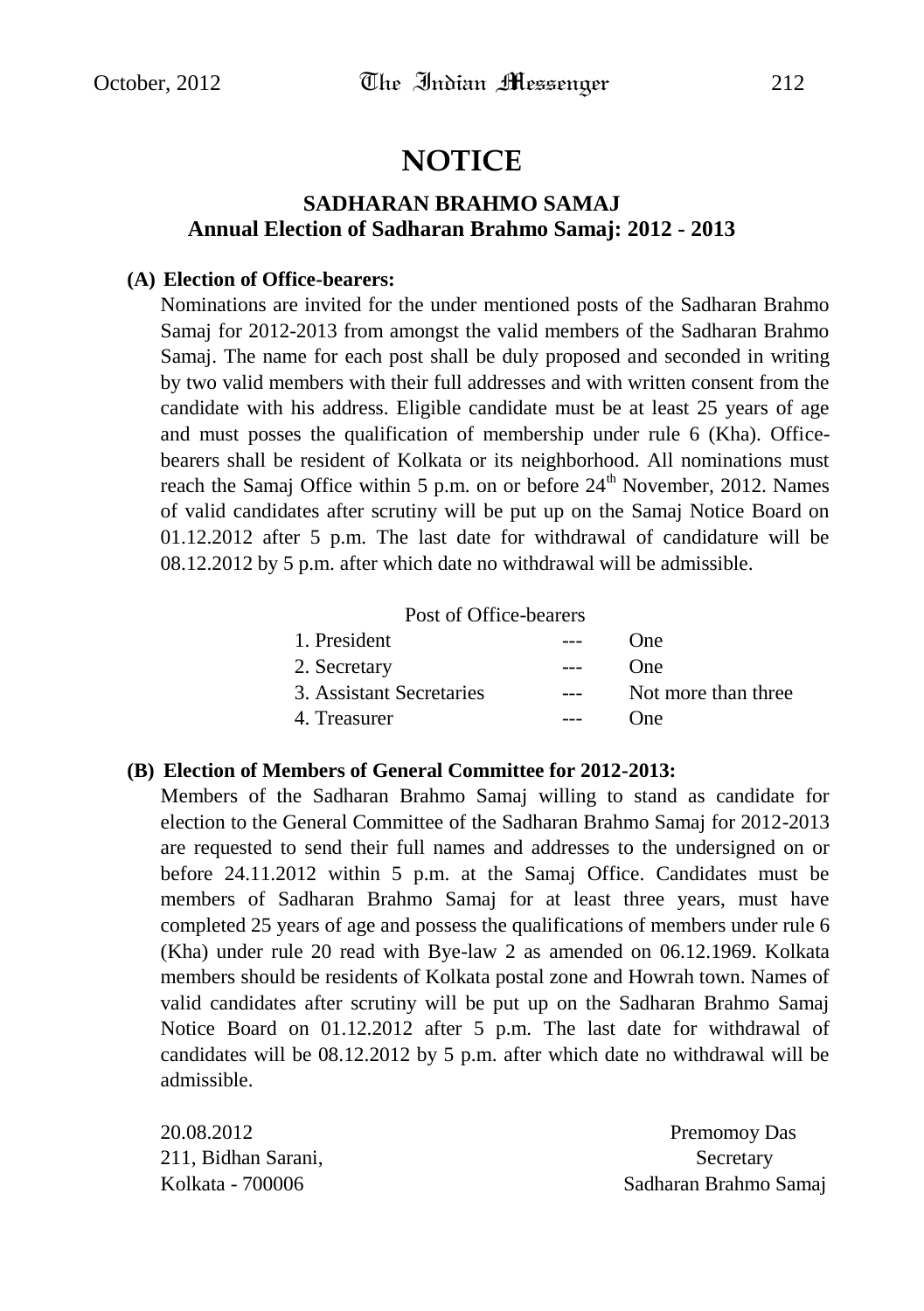# NOTICE

## SADHARAN BRAHMO SAMAJ
### Annual Election of Sadharan Brahmo Samaj: 2012 - 2013

**(A) Election of Office-bearers:**

Nominations are invited for the under mentioned posts of the Sadharan Brahmo Samaj for 2012-2013 from amongst the valid members of the Sadharan Brahmo Samaj. The name for each post shall be duly proposed and seconded in writing by two valid members with their full addresses and with written consent from the candidate with his address. Eligible candidate must be at least 25 years of age and must posses the qualification of membership under rule 6 (Kha). Office-bearers shall be resident of Kolkata or its neighborhood. All nominations must reach the Samaj Office within 5 p.m. on or before 24th November, 2012. Names of valid candidates after scrutiny will be put up on the Samaj Notice Board on 01.12.2012 after 5 p.m. The last date for withdrawal of candidature will be 08.12.2012 by 5 p.m. after which date no withdrawal will be admissible.

Post of Office-bearers

| | | |
|---|---|---|
| 1. President | --- | One |
| 2. Secretary | --- | One |
| 3. Assistant Secretaries | --- | Not more than three |
| 4. Treasurer | --- | One |

**(B) Election of Members of General Committee for 2012-2013:**

Members of the Sadharan Brahmo Samaj willing to stand as candidate for election to the General Committee of the Sadharan Brahmo Samaj for 2012-2013 are requested to send their full names and addresses to the undersigned on or before 24.11.2012 within 5 p.m. at the Samaj Office. Candidates must be members of Sadharan Brahmo Samaj for at least three years, must have completed 25 years of age and possess the qualifications of members under rule 6 (Kha) under rule 20 read with Bye-law 2 as amended on 06.12.1969. Kolkata members should be residents of Kolkata postal zone and Howrah town. Names of valid candidates after scrutiny will be put up on the Sadharan Brahmo Samaj Notice Board on 01.12.2012 after 5 p.m. The last date for withdrawal of candidates will be 08.12.2012 by 5 p.m. after which date no withdrawal will be admissible.

20.08.2012
211, Bidhan Sarani,
Kolkata - 700006

Premomoy Das
Secretary
Sadharan Brahmo Samaj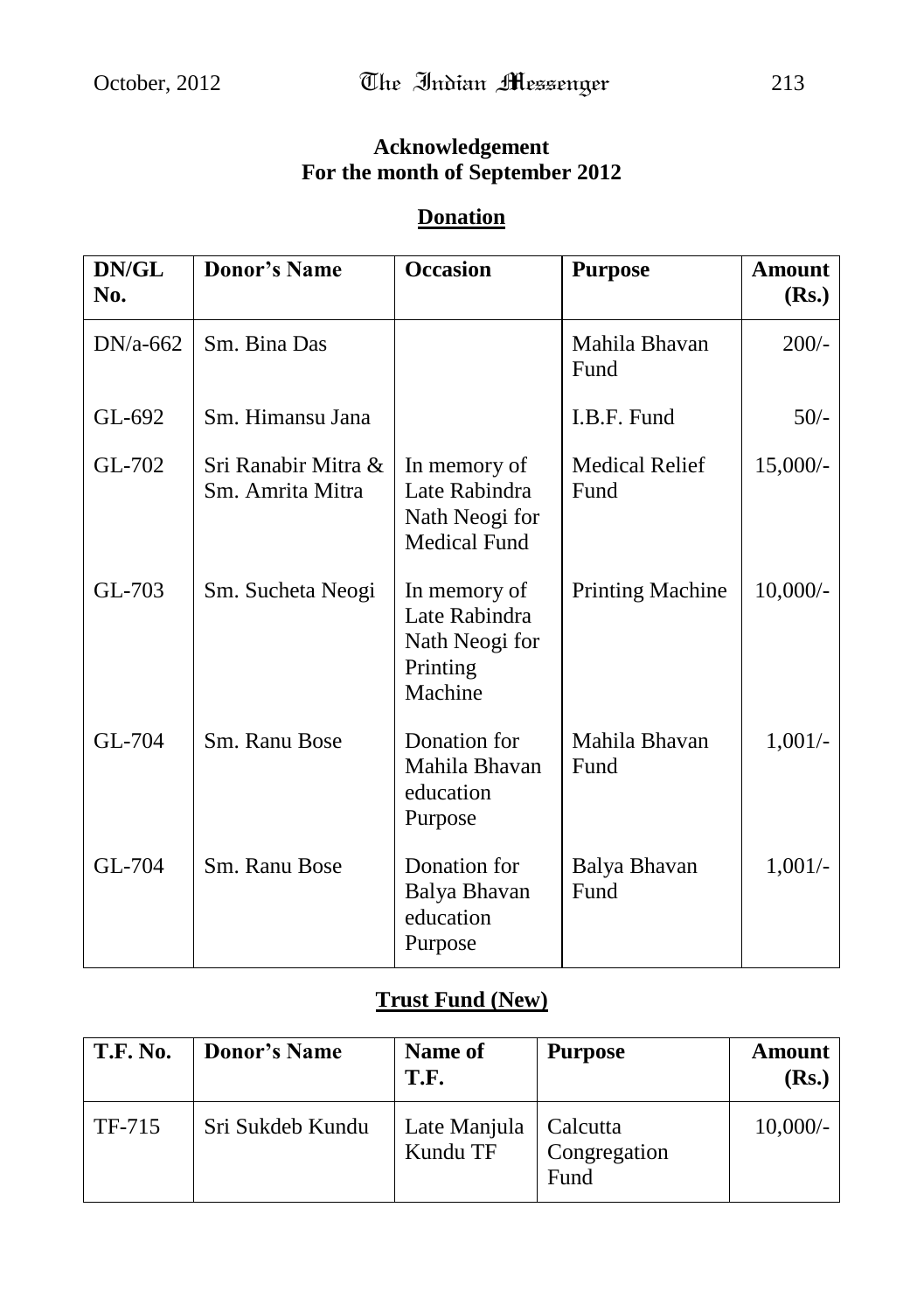## Acknowledgement
## For the month of September 2012

### Donation

| DN/GL No. | Donor's Name | Occasion | Purpose | Amount (Rs.) |
|---|---|---|---|---|
| DN/a-662 | Sm. Bina Das | | Mahila Bhavan Fund | 200/- |
| GL-692 | Sm. Himansu Jana | | I.B.F. Fund | 50/- |
| GL-702 | Sri Ranabir Mitra & Sm. Amrita Mitra | In memory of Late Rabindra Nath Neogi for Medical Fund | Medical Relief Fund | 15,000/- |
| GL-703 | Sm. Sucheta Neogi | In memory of Late Rabindra Nath Neogi for Printing Machine | Printing Machine | 10,000/- |
| GL-704 | Sm. Ranu Bose | Donation for Mahila Bhavan education Purpose | Mahila Bhavan Fund | 1,001/- |
| GL-704 | Sm. Ranu Bose | Donation for Balya Bhavan education Purpose | Balya Bhavan Fund | 1,001/- |

### Trust Fund (New)

| T.F. No. | Donor's Name | Name of T.F. | Purpose | Amount (Rs.) |
|---|---|---|---|---|
| TF-715 | Sri Sukdeb Kundu | Late Manjula Kundu TF | Calcutta Congregation Fund | 10,000/- |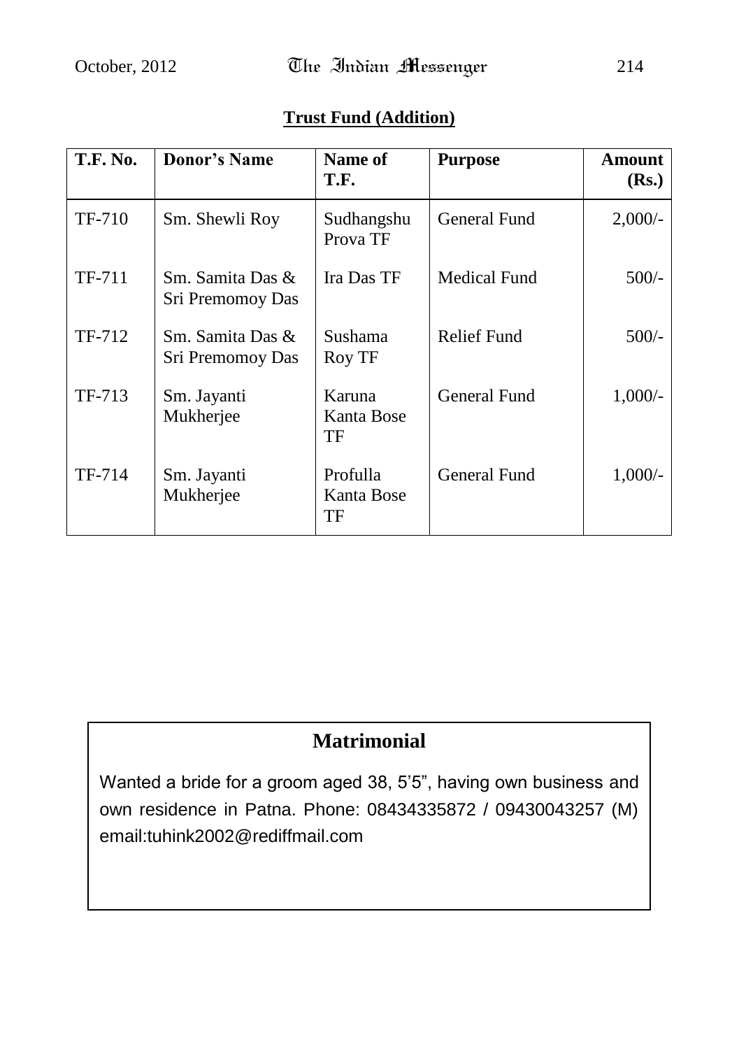## Trust Fund (Addition)

| T.F. No. | Donor's Name | Name of T.F. | Purpose | Amount (Rs.) |
|---|---|---|---|---|
| TF-710 | Sm. Shewli Roy | Sudhangshu Prova TF | General Fund | 2,000/- |
| TF-711 | Sm. Samita Das & Sri Premomoy Das | Ira Das TF | Medical Fund | 500/- |
| TF-712 | Sm. Samita Das & Sri Premomoy Das | Sushama Roy TF | Relief Fund | 500/- |
| TF-713 | Sm. Jayanti Mukherjee | Karuna Kanta Bose TF | General Fund | 1,000/- |
| TF-714 | Sm. Jayanti Mukherjee | Profulla Kanta Bose TF | General Fund | 1,000/- |

## Matrimonial

Wanted a bride for a groom aged 38, 5'5", having own business and own residence in Patna. Phone: 08434335872 / 09430043257 (M) email:tuhink2002@rediffmail.com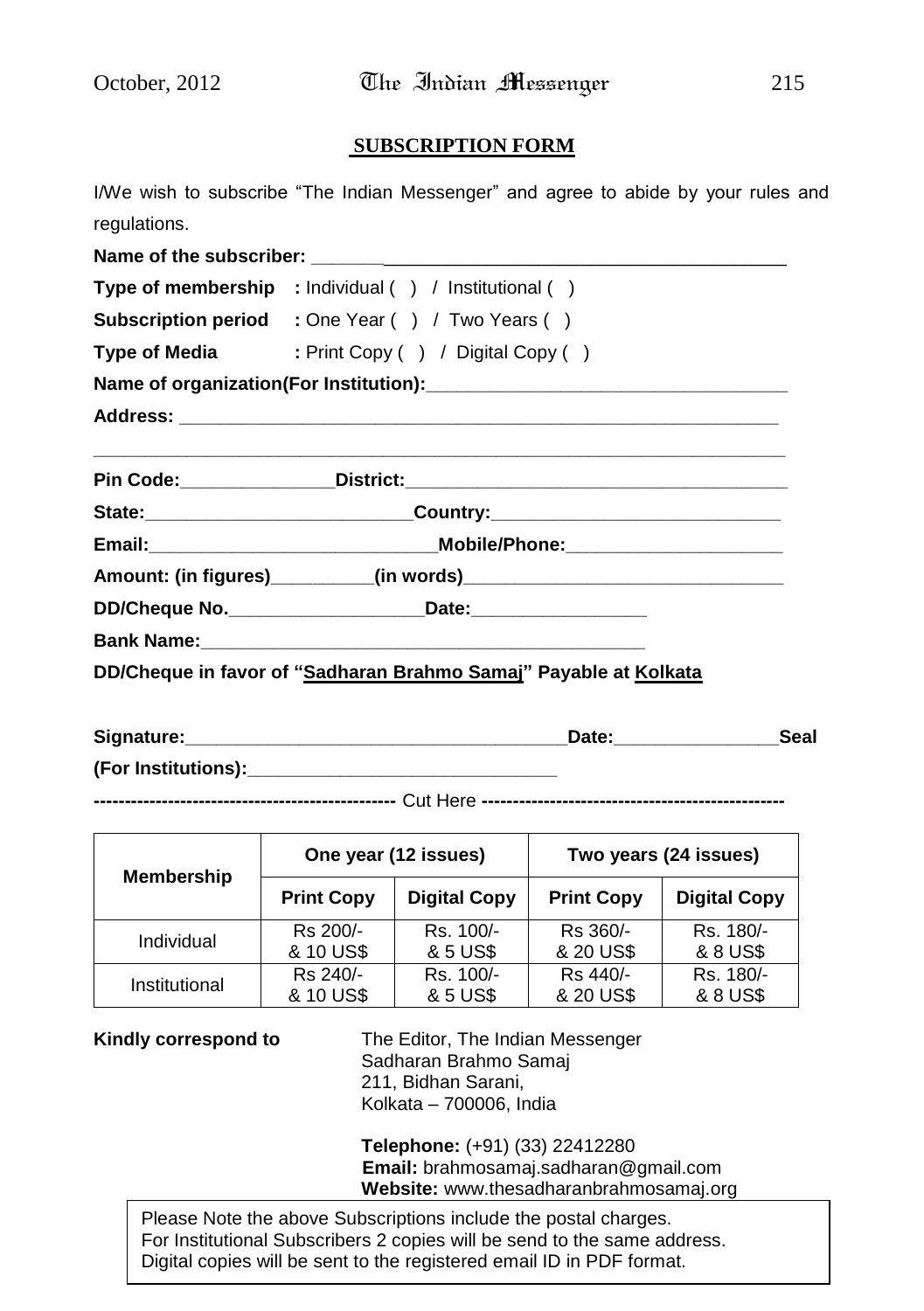## SUBSCRIPTION FORM

I/We wish to subscribe "The Indian Messenger" and agree to abide by your rules and regulations.

**Name of the subscriber:** ________________________________________________

**Type of membership** : Individual ( ) / Institutional ( )

**Subscription period** : One Year ( ) / Two Years ( )

**Type of Media** : Print Copy ( ) / Digital Copy ( )

**Name of organization(For Institution):**____________________________________

**Address:** ______________________________________________________________

__________________________________________________________________________

**Pin Code:**_______________**District:**______________________________________

**State:**___________________________**Country:**_____________________________

**Email:**____________________________**Mobile/Phone:**______________________

**Amount: (in figures)**__________**(in words)**________________________________

**DD/Cheque No.**____________________**Date:**__________________

**Bank Name:**______________________________________________

**DD/Cheque in favor of "Sadharan Brahmo Samaj" Payable at Kolkata**

**Signature:**______________________________________**Date:**________________**Seal**

**(For Institutions):**_______________________________

------------------------------------------------- Cut Here -------------------------------------------------

| Membership | One year (12 issues) | | Two years (24 issues) | |
|---|---|---|---|---|
| | **Print Copy** | **Digital Copy** | **Print Copy** | **Digital Copy** |
| Individual | Rs 200/- & 10 US$ | Rs. 100/- & 5 US$ | Rs 360/- & 20 US$ | Rs. 180/- & 8 US$ |
| Institutional | Rs 240/- & 10 US$ | Rs. 100/- & 5 US$ | Rs 440/- & 20 US$ | Rs. 180/- & 8 US$ |

**Kindly correspond to**

The Editor, The Indian Messenger
Sadharan Brahmo Samaj
211, Bidhan Sarani,
Kolkata – 700006, India

**Telephone:** (+91) (33) 22412280
**Email:** brahmosamaj.sadharan@gmail.com
**Website:** www.thesadharanbrahmosamaj.org

Please Note the above Subscriptions include the postal charges.
For Institutional Subscribers 2 copies will be send to the same address.
Digital copies will be sent to the registered email ID in PDF format.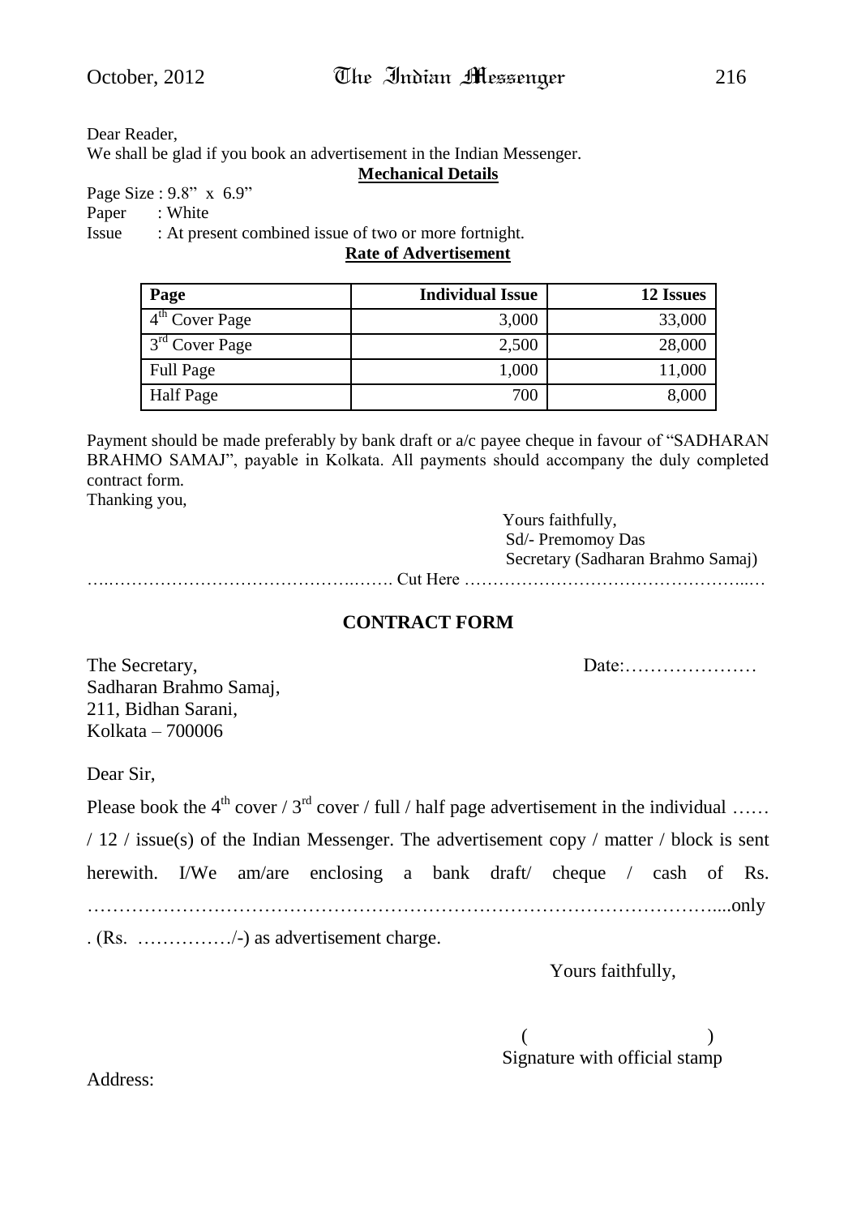Dear Reader,

We shall be glad if you book an advertisement in the Indian Messenger.

**Mechanical Details**

Page Size : 9.8" x 6.9"

Paper : White

Issue : At present combined issue of two or more fortnight.

**Rate of Advertisement**

| Page | Individual Issue | 12 Issues |
|---|---|---|
| 4th Cover Page | 3,000 | 33,000 |
| 3rd Cover Page | 2,500 | 28,000 |
| Full Page | 1,000 | 11,000 |
| Half Page | 700 | 8,000 |

Payment should be made preferably by bank draft or a/c payee cheque in favour of "SADHARAN BRAHMO SAMAJ", payable in Kolkata. All payments should accompany the duly completed contract form.

Thanking you,

Yours faithfully,
Sd/- Premomoy Das
Secretary (Sadharan Brahmo Samaj)

……………………………………….……. Cut Here ………………………………………..…

## CONTRACT FORM

The Secretary,
Sadharan Brahmo Samaj,
211, Bidhan Sarani,
Kolkata – 700006

Date:…………………

Dear Sir,

Please book the 4th cover / 3rd cover / full / half page advertisement in the individual …… / 12 / issue(s) of the Indian Messenger. The advertisement copy / matter / block is sent herewith. I/We am/are enclosing a bank draft/ cheque / cash of Rs. ……………………………………………………………………………………....only . (Rs. ……………/-) as advertisement charge.

Yours faithfully,

( )
Signature with official stamp

Address: